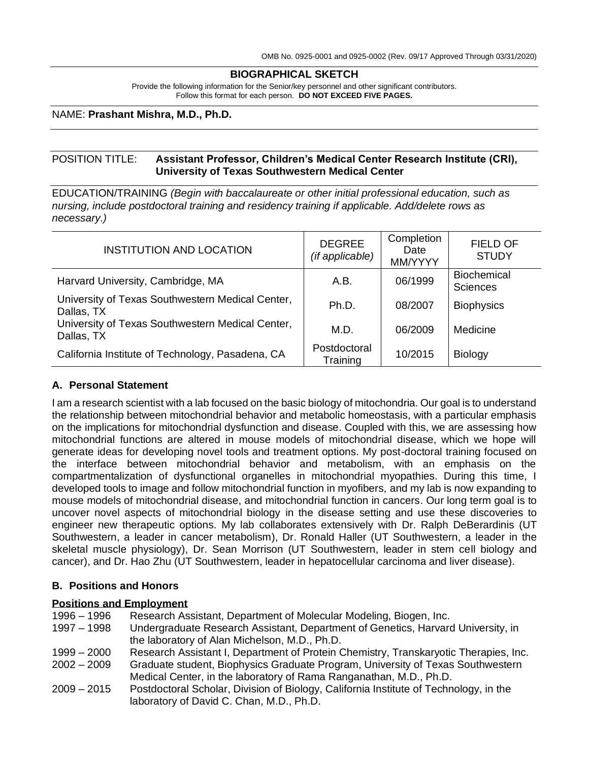OMB No. 0925-0001 and 0925-0002 (Rev. 09/17 Approved Through 03/31/2020)

## BIOGRAPHICAL SKETCH

Provide the following information for the Senior/key personnel and other significant contributors.
Follow this format for each person. **DO NOT EXCEED FIVE PAGES.**

NAME: **Prashant Mishra, M.D., Ph.D.**

POSITION TITLE: **Assistant Professor, Children's Medical Center Research Institute (CRI), University of Texas Southwestern Medical Center**

EDUCATION/TRAINING *(Begin with baccalaureate or other initial professional education, such as nursing, include postdoctoral training and residency training if applicable. Add/delete rows as necessary.)*

| INSTITUTION AND LOCATION | DEGREE *(if applicable)* | Completion Date MM/YYYY | FIELD OF STUDY |
|---|---|---|---|
| Harvard University, Cambridge, MA | A.B. | 06/1999 | Biochemical Sciences |
| University of Texas Southwestern Medical Center, Dallas, TX | Ph.D. | 08/2007 | Biophysics |
| University of Texas Southwestern Medical Center, Dallas, TX | M.D. | 06/2009 | Medicine |
| California Institute of Technology, Pasadena, CA | Postdoctoral Training | 10/2015 | Biology |

### A. Personal Statement

I am a research scientist with a lab focused on the basic biology of mitochondria. Our goal is to understand the relationship between mitochondrial behavior and metabolic homeostasis, with a particular emphasis on the implications for mitochondrial dysfunction and disease. Coupled with this, we are assessing how mitochondrial functions are altered in mouse models of mitochondrial disease, which we hope will generate ideas for developing novel tools and treatment options. My post-doctoral training focused on the interface between mitochondrial behavior and metabolism, with an emphasis on the compartmentalization of dysfunctional organelles in mitochondrial myopathies. During this time, I developed tools to image and follow mitochondrial function in myofibers, and my lab is now expanding to mouse models of mitochondrial disease, and mitochondrial function in cancers. Our long term goal is to uncover novel aspects of mitochondrial biology in the disease setting and use these discoveries to engineer new therapeutic options. My lab collaborates extensively with Dr. Ralph DeBerardinis (UT Southwestern, a leader in cancer metabolism), Dr. Ronald Haller (UT Southwestern, a leader in the skeletal muscle physiology), Dr. Sean Morrison (UT Southwestern, leader in stem cell biology and cancer), and Dr. Hao Zhu (UT Southwestern, leader in hepatocellular carcinoma and liver disease).

### B. Positions and Honors

**Positions and Employment**

1996 – 1996 Research Assistant, Department of Molecular Modeling, Biogen, Inc.
1997 – 1998 Undergraduate Research Assistant, Department of Genetics, Harvard University, in the laboratory of Alan Michelson, M.D., Ph.D.
1999 – 2000 Research Assistant I, Department of Protein Chemistry, Transkaryotic Therapies, Inc.
2002 – 2009 Graduate student, Biophysics Graduate Program, University of Texas Southwestern Medical Center, in the laboratory of Rama Ranganathan, M.D., Ph.D.
2009 – 2015 Postdoctoral Scholar, Division of Biology, California Institute of Technology, in the laboratory of David C. Chan, M.D., Ph.D.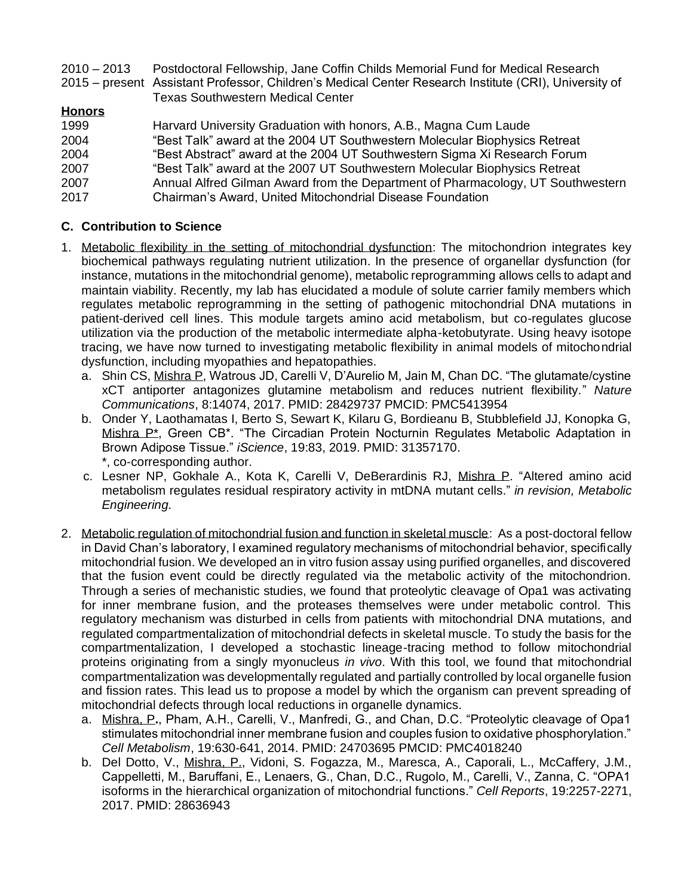2010 – 2013 Postdoctoral Fellowship, Jane Coffin Childs Memorial Fund for Medical Research

2015 – present Assistant Professor, Children's Medical Center Research Institute (CRI), University of Texas Southwestern Medical Center

**Honors**

1999 Harvard University Graduation with honors, A.B., Magna Cum Laude

2004 "Best Talk" award at the 2004 UT Southwestern Molecular Biophysics Retreat

2004 "Best Abstract" award at the 2004 UT Southwestern Sigma Xi Research Forum

2007 "Best Talk" award at the 2007 UT Southwestern Molecular Biophysics Retreat

2007 Annual Alfred Gilman Award from the Department of Pharmacology, UT Southwestern

2017 Chairman's Award, United Mitochondrial Disease Foundation

**C. Contribution to Science**

1. Metabolic flexibility in the setting of mitochondrial dysfunction: The mitochondrion integrates key biochemical pathways regulating nutrient utilization. In the presence of organellar dysfunction (for instance, mutations in the mitochondrial genome), metabolic reprogramming allows cells to adapt and maintain viability. Recently, my lab has elucidated a module of solute carrier family members which regulates metabolic reprogramming in the setting of pathogenic mitochondrial DNA mutations in patient-derived cell lines. This module targets amino acid metabolism, but co-regulates glucose utilization via the production of the metabolic intermediate alpha-ketobutyrate. Using heavy isotope tracing, we have now turned to investigating metabolic flexibility in animal models of mitochondrial dysfunction, including myopathies and hepatopathies.
   a. Shin CS, Mishra P, Watrous JD, Carelli V, D'Aurelio M, Jain M, Chan DC. "The glutamate/cystine xCT antiporter antagonizes glutamine metabolism and reduces nutrient flexibility." *Nature Communications*, 8:14074, 2017. PMID: 28429737 PMCID: PMC5413954
   b. Onder Y, Laothamatas I, Berto S, Sewart K, Kilaru G, Bordieanu B, Stubblefield JJ, Konopka G, Mishra P*, Green CB*. "The Circadian Protein Nocturnin Regulates Metabolic Adaptation in Brown Adipose Tissue." *iScience*, 19:83, 2019. PMID: 31357170.
   *, co-corresponding author.
   c. Lesner NP, Gokhale A., Kota K, Carelli V, DeBerardinis RJ, Mishra P. "Altered amino acid metabolism regulates residual respiratory activity in mtDNA mutant cells." *in revision, Metabolic Engineering.*

2. Metabolic regulation of mitochondrial fusion and function in skeletal muscle: As a post-doctoral fellow in David Chan's laboratory, I examined regulatory mechanisms of mitochondrial behavior, specifically mitochondrial fusion. We developed an in vitro fusion assay using purified organelles, and discovered that the fusion event could be directly regulated via the metabolic activity of the mitochondrion. Through a series of mechanistic studies, we found that proteolytic cleavage of Opa1 was activating for inner membrane fusion, and the proteases themselves were under metabolic control. This regulatory mechanism was disturbed in cells from patients with mitochondrial DNA mutations, and regulated compartmentalization of mitochondrial defects in skeletal muscle. To study the basis for the compartmentalization, I developed a stochastic lineage-tracing method to follow mitochondrial proteins originating from a singly myonucleus *in vivo*. With this tool, we found that mitochondrial compartmentalization was developmentally regulated and partially controlled by local organelle fusion and fission rates. This lead us to propose a model by which the organism can prevent spreading of mitochondrial defects through local reductions in organelle dynamics.
   a. Mishra, P**.**, Pham, A.H., Carelli, V., Manfredi, G., and Chan, D.C. "Proteolytic cleavage of Opa1 stimulates mitochondrial inner membrane fusion and couples fusion to oxidative phosphorylation." *Cell Metabolism*, 19:630-641, 2014. PMID: 24703695 PMCID: PMC4018240
   b. Del Dotto, V., Mishra, P., Vidoni, S. Fogazza, M., Maresca, A., Caporali, L., McCaffery, J.M., Cappelletti, M., Baruffani, E., Lenaers, G., Chan, D.C., Rugolo, M., Carelli, V., Zanna, C. "OPA1 isoforms in the hierarchical organization of mitochondrial functions." *Cell Reports*, 19:2257-2271, 2017. PMID: 28636943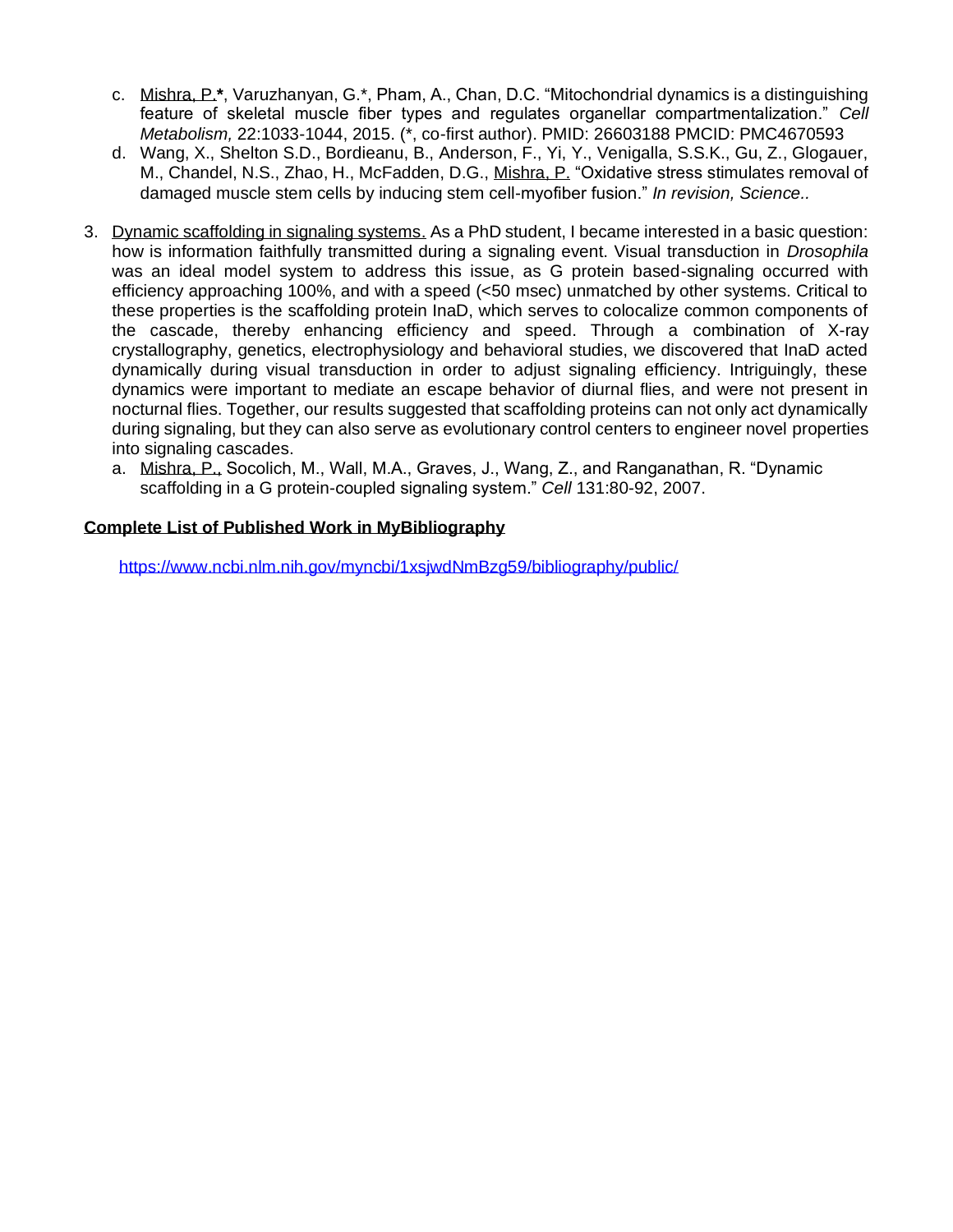c. Mishra, P.*, Varuzhanyan, G.*, Pham, A., Chan, D.C. "Mitochondrial dynamics is a distinguishing feature of skeletal muscle fiber types and regulates organellar compartmentalization." *Cell Metabolism,* 22:1033-1044, 2015. (*, co-first author). PMID: 26603188 PMCID: PMC4670593

d. Wang, X., Shelton S.D., Bordieanu, B., Anderson, F., Yi, Y., Venigalla, S.S.K., Gu, Z., Glogauer, M., Chandel, N.S., Zhao, H., McFadden, D.G., Mishra, P. "Oxidative stress stimulates removal of damaged muscle stem cells by inducing stem cell-myofiber fusion." *In revision, Science..*

3. Dynamic scaffolding in signaling systems. As a PhD student, I became interested in a basic question: how is information faithfully transmitted during a signaling event. Visual transduction in *Drosophila* was an ideal model system to address this issue, as G protein based-signaling occurred with efficiency approaching 100%, and with a speed (<50 msec) unmatched by other systems. Critical to these properties is the scaffolding protein InaD, which serves to colocalize common components of the cascade, thereby enhancing efficiency and speed. Through a combination of X-ray crystallography, genetics, electrophysiology and behavioral studies, we discovered that InaD acted dynamically during visual transduction in order to adjust signaling efficiency. Intriguingly, these dynamics were important to mediate an escape behavior of diurnal flies, and were not present in nocturnal flies. Together, our results suggested that scaffolding proteins can not only act dynamically during signaling, but they can also serve as evolutionary control centers to engineer novel properties into signaling cascades.

   a. Mishra, P., Socolich, M., Wall, M.A., Graves, J., Wang, Z., and Ranganathan, R. "Dynamic scaffolding in a G protein-coupled signaling system." *Cell* 131:80-92, 2007.

**Complete List of Published Work in MyBibliography**

https://www.ncbi.nlm.nih.gov/myncbi/1xsjwdNmBzg59/bibliography/public/